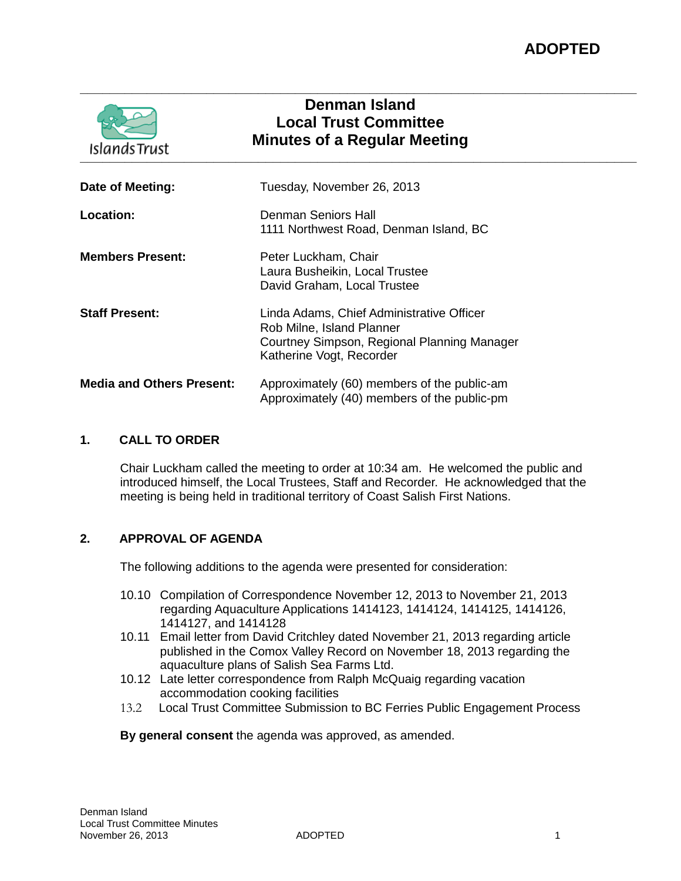**ADOPTED**

# Denman Island
# Local Trust Committee
# Minutes of a Regular Meeting

| | |
|---|---|
| **Date of Meeting:** | Tuesday, November 26, 2013 |
| **Location:** | Denman Seniors Hall<br>1111 Northwest Road, Denman Island, BC |
| **Members Present:** | Peter Luckham, Chair<br>Laura Busheikin, Local Trustee<br>David Graham, Local Trustee |
| **Staff Present:** | Linda Adams, Chief Administrative Officer<br>Rob Milne, Island Planner<br>Courtney Simpson, Regional Planning Manager<br>Katherine Vogt, Recorder |
| **Media and Others Present:** | Approximately (60) members of the public-am<br>Approximately (40) members of the public-pm |

## 1. CALL TO ORDER

Chair Luckham called the meeting to order at 10:34 am. He welcomed the public and introduced himself, the Local Trustees, Staff and Recorder. He acknowledged that the meeting is being held in traditional territory of Coast Salish First Nations.

## 2. APPROVAL OF AGENDA

The following additions to the agenda were presented for consideration:

- 10.10 Compilation of Correspondence November 12, 2013 to November 21, 2013 regarding Aquaculture Applications 1414123, 1414124, 1414125, 1414126, 1414127, and 1414128
- 10.11 Email letter from David Critchley dated November 21, 2013 regarding article published in the Comox Valley Record on November 18, 2013 regarding the aquaculture plans of Salish Sea Farms Ltd.
- 10.12 Late letter correspondence from Ralph McQuaig regarding vacation accommodation cooking facilities
- 13.2 Local Trust Committee Submission to BC Ferries Public Engagement Process

**By general consent** the agenda was approved, as amended.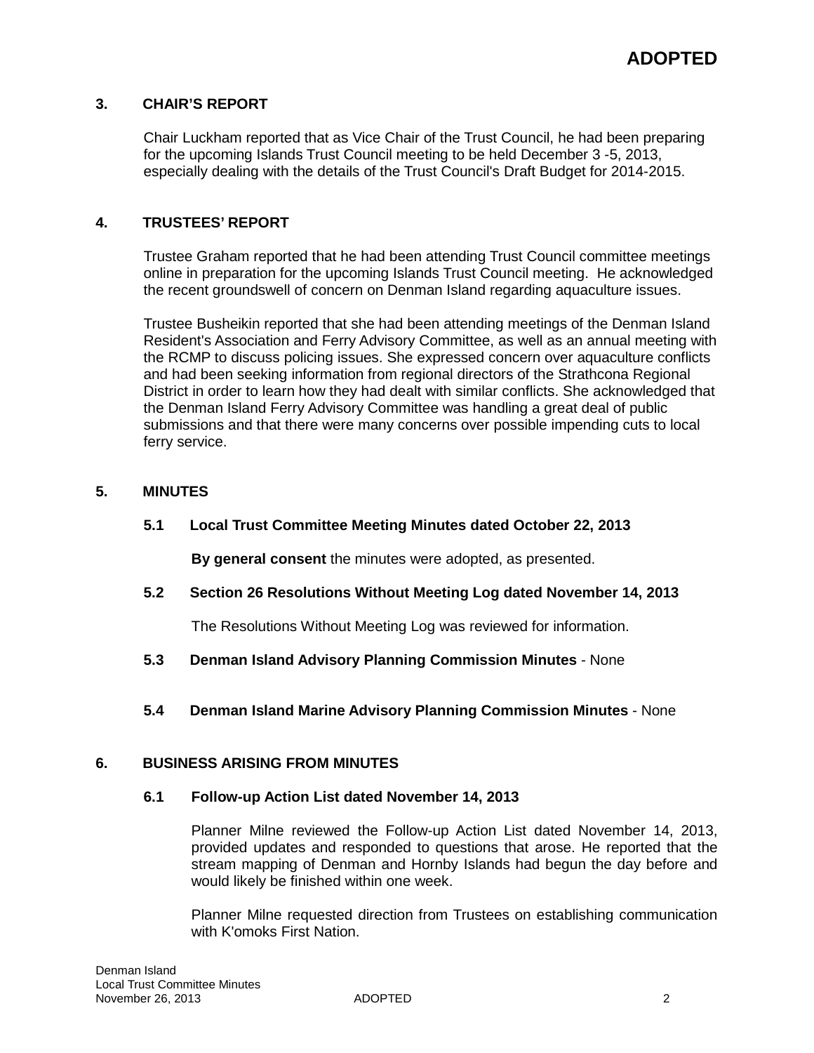**ADOPTED**

## 3. CHAIR'S REPORT

Chair Luckham reported that as Vice Chair of the Trust Council, he had been preparing for the upcoming Islands Trust Council meeting to be held December 3 -5, 2013, especially dealing with the details of the Trust Council's Draft Budget for 2014-2015.

## 4. TRUSTEES' REPORT

Trustee Graham reported that he had been attending Trust Council committee meetings online in preparation for the upcoming Islands Trust Council meeting. He acknowledged the recent groundswell of concern on Denman Island regarding aquaculture issues.

Trustee Busheikin reported that she had been attending meetings of the Denman Island Resident's Association and Ferry Advisory Committee, as well as an annual meeting with the RCMP to discuss policing issues. She expressed concern over aquaculture conflicts and had been seeking information from regional directors of the Strathcona Regional District in order to learn how they had dealt with similar conflicts. She acknowledged that the Denman Island Ferry Advisory Committee was handling a great deal of public submissions and that there were many concerns over possible impending cuts to local ferry service.

## 5. MINUTES

### 5.1 Local Trust Committee Meeting Minutes dated October 22, 2013

**By general consent** the minutes were adopted, as presented.

### 5.2 Section 26 Resolutions Without Meeting Log dated November 14, 2013

The Resolutions Without Meeting Log was reviewed for information.

### 5.3 Denman Island Advisory Planning Commission Minutes - None

### 5.4 Denman Island Marine Advisory Planning Commission Minutes - None

## 6. BUSINESS ARISING FROM MINUTES

### 6.1 Follow-up Action List dated November 14, 2013

Planner Milne reviewed the Follow-up Action List dated November 14, 2013, provided updates and responded to questions that arose. He reported that the stream mapping of Denman and Hornby Islands had begun the day before and would likely be finished within one week.

Planner Milne requested direction from Trustees on establishing communication with K'omoks First Nation.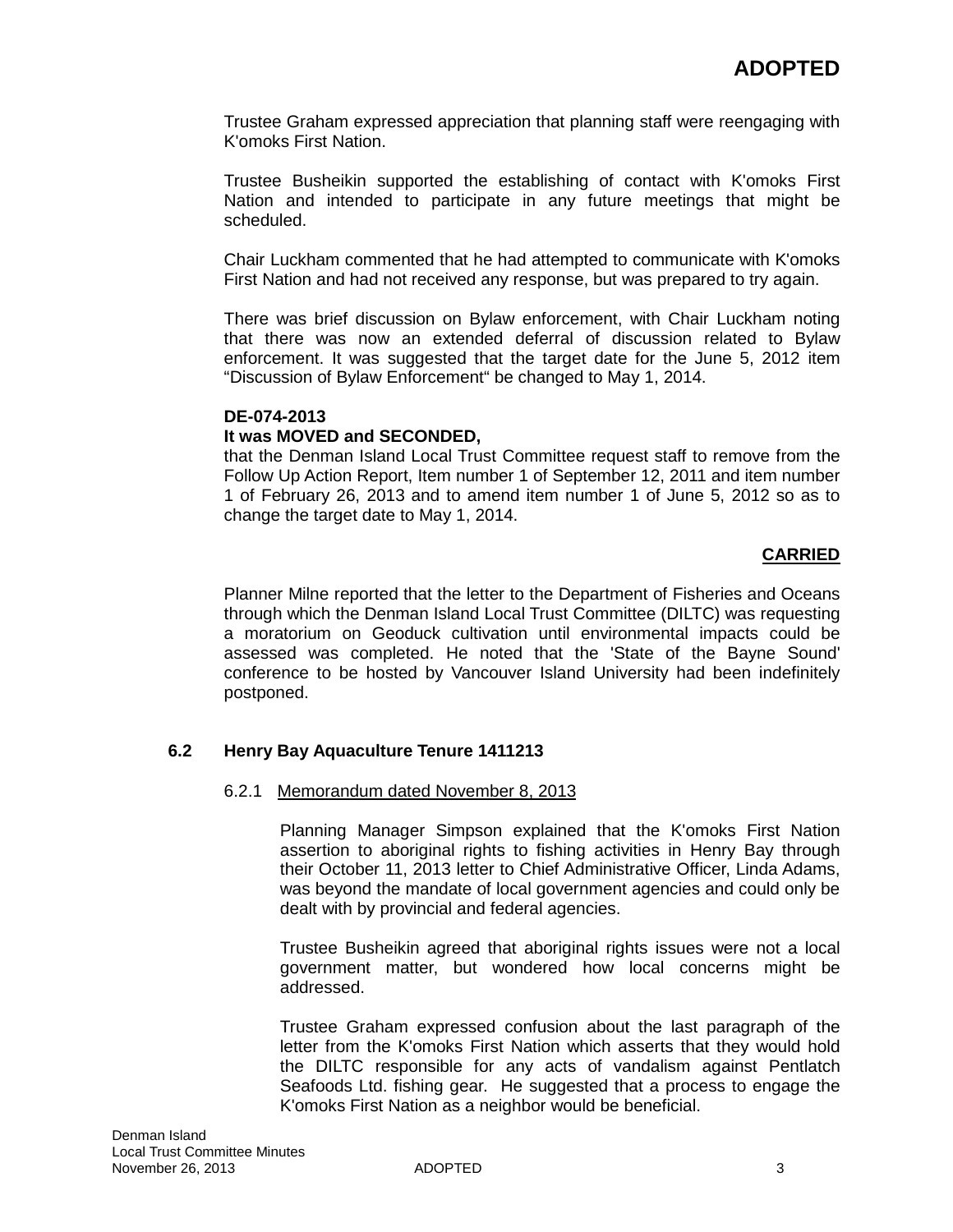**ADOPTED**

Trustee Graham expressed appreciation that planning staff were reengaging with K'omoks First Nation.

Trustee Busheikin supported the establishing of contact with K'omoks First Nation and intended to participate in any future meetings that might be scheduled.

Chair Luckham commented that he had attempted to communicate with K'omoks First Nation and had not received any response, but was prepared to try again.

There was brief discussion on Bylaw enforcement, with Chair Luckham noting that there was now an extended deferral of discussion related to Bylaw enforcement. It was suggested that the target date for the June 5, 2012 item "Discussion of Bylaw Enforcement" be changed to May 1, 2014.

**DE-074-2013**
**It was MOVED and SECONDED,**
that the Denman Island Local Trust Committee request staff to remove from the Follow Up Action Report, Item number 1 of September 12, 2011 and item number 1 of February 26, 2013 and to amend item number 1 of June 5, 2012 so as to change the target date to May 1, 2014.

**CARRIED**

Planner Milne reported that the letter to the Department of Fisheries and Oceans through which the Denman Island Local Trust Committee (DILTC) was requesting a moratorium on Geoduck cultivation until environmental impacts could be assessed was completed. He noted that the 'State of the Bayne Sound' conference to be hosted by Vancouver Island University had been indefinitely postponed.

### 6.2 Henry Bay Aquaculture Tenure 1411213

#### 6.2.1 Memorandum dated November 8, 2013

Planning Manager Simpson explained that the K'omoks First Nation assertion to aboriginal rights to fishing activities in Henry Bay through their October 11, 2013 letter to Chief Administrative Officer, Linda Adams, was beyond the mandate of local government agencies and could only be dealt with by provincial and federal agencies.

Trustee Busheikin agreed that aboriginal rights issues were not a local government matter, but wondered how local concerns might be addressed.

Trustee Graham expressed confusion about the last paragraph of the letter from the K'omoks First Nation which asserts that they would hold the DILTC responsible for any acts of vandalism against Pentlatch Seafoods Ltd. fishing gear. He suggested that a process to engage the K'omoks First Nation as a neighbor would be beneficial.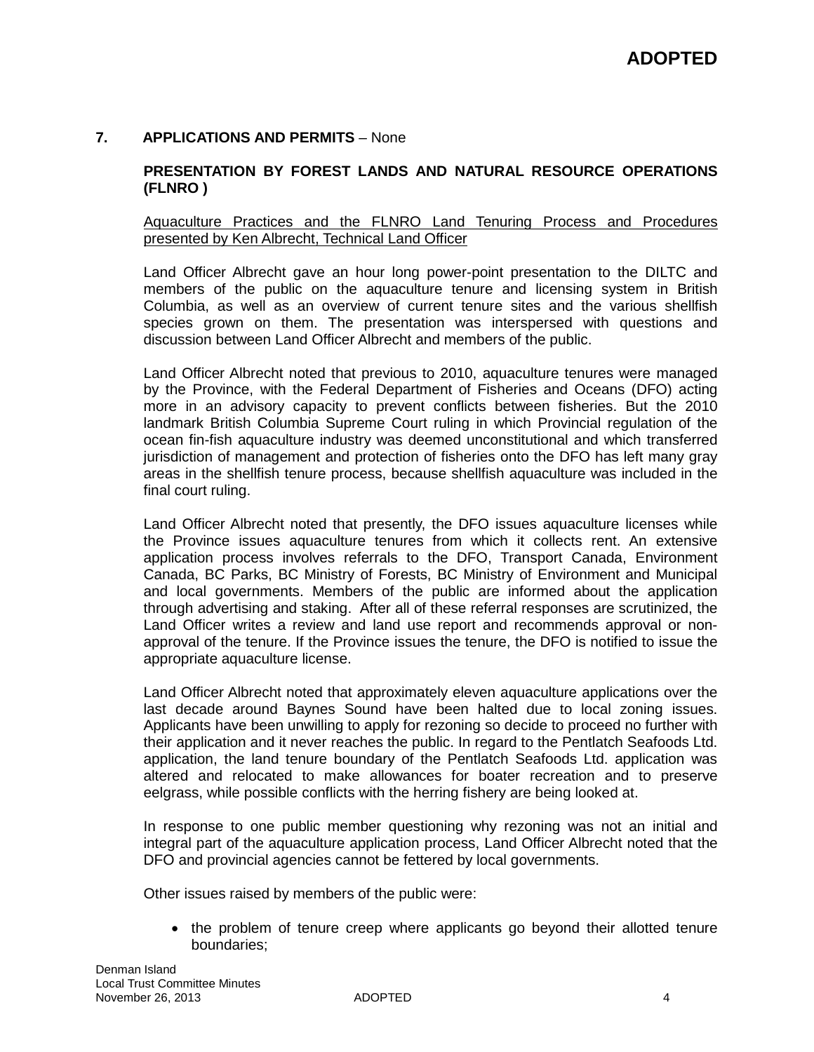**ADOPTED**

## 7. APPLICATIONS AND PERMITS – None

### PRESENTATION BY FOREST LANDS AND NATURAL RESOURCE OPERATIONS (FLNRO )

Aquaculture Practices and the FLNRO Land Tenuring Process and Procedures presented by Ken Albrecht, Technical Land Officer

Land Officer Albrecht gave an hour long power-point presentation to the DILTC and members of the public on the aquaculture tenure and licensing system in British Columbia, as well as an overview of current tenure sites and the various shellfish species grown on them. The presentation was interspersed with questions and discussion between Land Officer Albrecht and members of the public.

Land Officer Albrecht noted that previous to 2010, aquaculture tenures were managed by the Province, with the Federal Department of Fisheries and Oceans (DFO) acting more in an advisory capacity to prevent conflicts between fisheries. But the 2010 landmark British Columbia Supreme Court ruling in which Provincial regulation of the ocean fin-fish aquaculture industry was deemed unconstitutional and which transferred jurisdiction of management and protection of fisheries onto the DFO has left many gray areas in the shellfish tenure process, because shellfish aquaculture was included in the final court ruling.

Land Officer Albrecht noted that presently, the DFO issues aquaculture licenses while the Province issues aquaculture tenures from which it collects rent. An extensive application process involves referrals to the DFO, Transport Canada, Environment Canada, BC Parks, BC Ministry of Forests, BC Ministry of Environment and Municipal and local governments. Members of the public are informed about the application through advertising and staking. After all of these referral responses are scrutinized, the Land Officer writes a review and land use report and recommends approval or non-approval of the tenure. If the Province issues the tenure, the DFO is notified to issue the appropriate aquaculture license.

Land Officer Albrecht noted that approximately eleven aquaculture applications over the last decade around Baynes Sound have been halted due to local zoning issues. Applicants have been unwilling to apply for rezoning so decide to proceed no further with their application and it never reaches the public. In regard to the Pentlatch Seafoods Ltd. application, the land tenure boundary of the Pentlatch Seafoods Ltd. application was altered and relocated to make allowances for boater recreation and to preserve eelgrass, while possible conflicts with the herring fishery are being looked at.

In response to one public member questioning why rezoning was not an initial and integral part of the aquaculture application process, Land Officer Albrecht noted that the DFO and provincial agencies cannot be fettered by local governments.

Other issues raised by members of the public were:

- the problem of tenure creep where applicants go beyond their allotted tenure boundaries;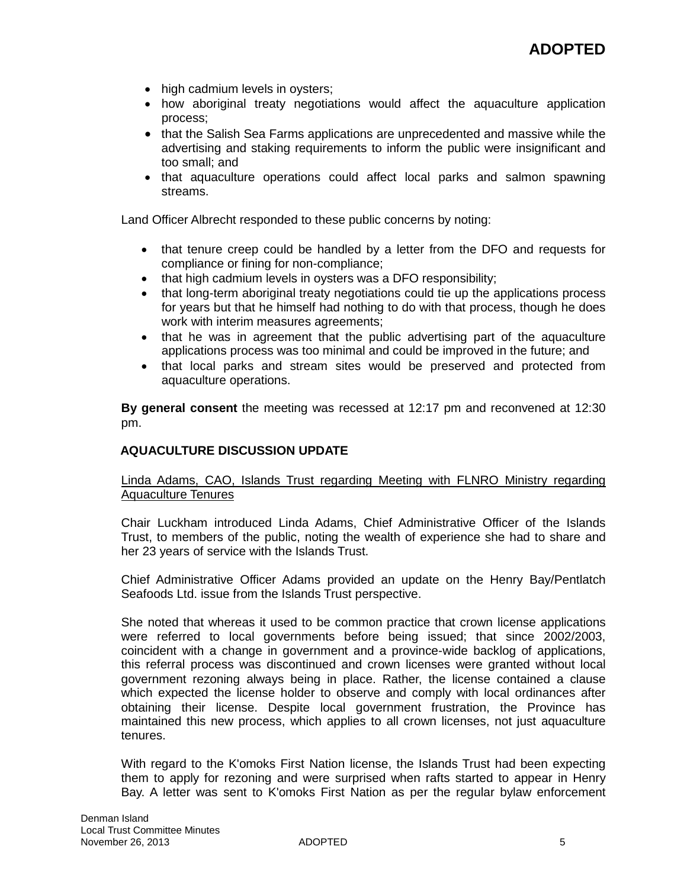- high cadmium levels in oysters;
- how aboriginal treaty negotiations would affect the aquaculture application process;
- that the Salish Sea Farms applications are unprecedented and massive while the advertising and staking requirements to inform the public were insignificant and too small; and
- that aquaculture operations could affect local parks and salmon spawning streams.

Land Officer Albrecht responded to these public concerns by noting:

- that tenure creep could be handled by a letter from the DFO and requests for compliance or fining for non-compliance;
- that high cadmium levels in oysters was a DFO responsibility;
- that long-term aboriginal treaty negotiations could tie up the applications process for years but that he himself had nothing to do with that process, though he does work with interim measures agreements;
- that he was in agreement that the public advertising part of the aquaculture applications process was too minimal and could be improved in the future; and
- that local parks and stream sites would be preserved and protected from aquaculture operations.

**By general consent** the meeting was recessed at 12:17 pm and reconvened at 12:30 pm.

## AQUACULTURE DISCUSSION UPDATE

Linda Adams, CAO, Islands Trust regarding Meeting with FLNRO Ministry regarding Aquaculture Tenures

Chair Luckham introduced Linda Adams, Chief Administrative Officer of the Islands Trust, to members of the public, noting the wealth of experience she had to share and her 23 years of service with the Islands Trust.

Chief Administrative Officer Adams provided an update on the Henry Bay/Pentlatch Seafoods Ltd. issue from the Islands Trust perspective.

She noted that whereas it used to be common practice that crown license applications were referred to local governments before being issued; that since 2002/2003, coincident with a change in government and a province-wide backlog of applications, this referral process was discontinued and crown licenses were granted without local government rezoning always being in place. Rather, the license contained a clause which expected the license holder to observe and comply with local ordinances after obtaining their license. Despite local government frustration, the Province has maintained this new process, which applies to all crown licenses, not just aquaculture tenures.

With regard to the K'omoks First Nation license, the Islands Trust had been expecting them to apply for rezoning and were surprised when rafts started to appear in Henry Bay. A letter was sent to K'omoks First Nation as per the regular bylaw enforcement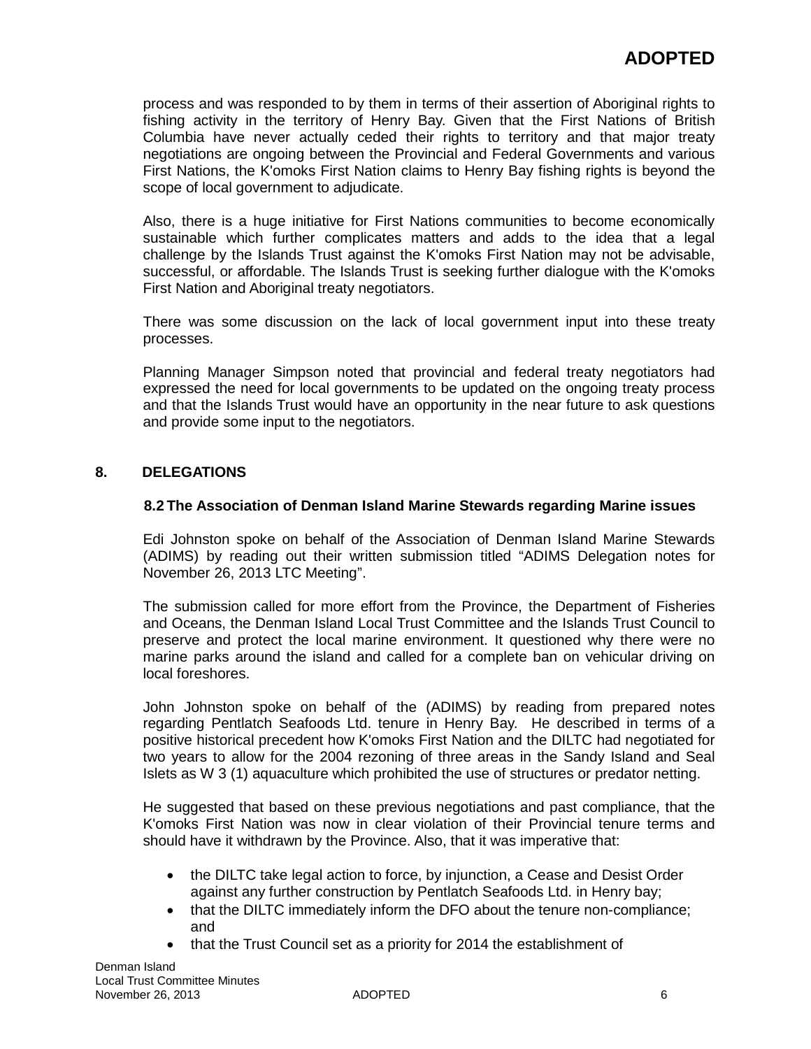process and was responded to by them in terms of their assertion of Aboriginal rights to fishing activity in the territory of Henry Bay. Given that the First Nations of British Columbia have never actually ceded their rights to territory and that major treaty negotiations are ongoing between the Provincial and Federal Governments and various First Nations, the K'omoks First Nation claims to Henry Bay fishing rights is beyond the scope of local government to adjudicate.

Also, there is a huge initiative for First Nations communities to become economically sustainable which further complicates matters and adds to the idea that a legal challenge by the Islands Trust against the K'omoks First Nation may not be advisable, successful, or affordable. The Islands Trust is seeking further dialogue with the K'omoks First Nation and Aboriginal treaty negotiators.

There was some discussion on the lack of local government input into these treaty processes.

Planning Manager Simpson noted that provincial and federal treaty negotiators had expressed the need for local governments to be updated on the ongoing treaty process and that the Islands Trust would have an opportunity in the near future to ask questions and provide some input to the negotiators.

## 8. DELEGATIONS

### 8.2 The Association of Denman Island Marine Stewards regarding Marine issues

Edi Johnston spoke on behalf of the Association of Denman Island Marine Stewards (ADIMS) by reading out their written submission titled “ADIMS Delegation notes for November 26, 2013 LTC Meeting”.

The submission called for more effort from the Province, the Department of Fisheries and Oceans, the Denman Island Local Trust Committee and the Islands Trust Council to preserve and protect the local marine environment. It questioned why there were no marine parks around the island and called for a complete ban on vehicular driving on local foreshores.

John Johnston spoke on behalf of the (ADIMS) by reading from prepared notes regarding Pentlatch Seafoods Ltd. tenure in Henry Bay. He described in terms of a positive historical precedent how K'omoks First Nation and the DILTC had negotiated for two years to allow for the 2004 rezoning of three areas in the Sandy Island and Seal Islets as W 3 (1) aquaculture which prohibited the use of structures or predator netting.

He suggested that based on these previous negotiations and past compliance, that the K'omoks First Nation was now in clear violation of their Provincial tenure terms and should have it withdrawn by the Province. Also, that it was imperative that:

- the DILTC take legal action to force, by injunction, a Cease and Desist Order against any further construction by Pentlatch Seafoods Ltd. in Henry bay;
- that the DILTC immediately inform the DFO about the tenure non-compliance; and
- that the Trust Council set as a priority for 2014 the establishment of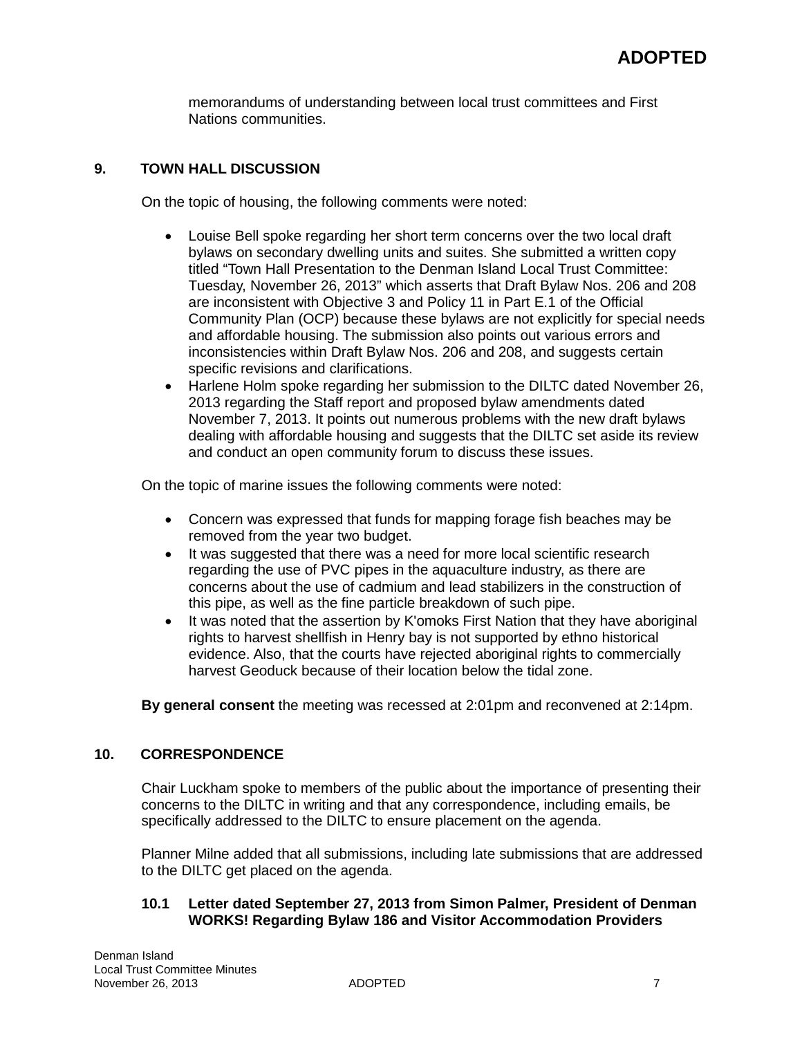memorandums of understanding between local trust committees and First Nations communities.

## 9. TOWN HALL DISCUSSION

On the topic of housing, the following comments were noted:

- Louise Bell spoke regarding her short term concerns over the two local draft bylaws on secondary dwelling units and suites. She submitted a written copy titled "Town Hall Presentation to the Denman Island Local Trust Committee: Tuesday, November 26, 2013" which asserts that Draft Bylaw Nos. 206 and 208 are inconsistent with Objective 3 and Policy 11 in Part E.1 of the Official Community Plan (OCP) because these bylaws are not explicitly for special needs and affordable housing. The submission also points out various errors and inconsistencies within Draft Bylaw Nos. 206 and 208, and suggests certain specific revisions and clarifications.
- Harlene Holm spoke regarding her submission to the DILTC dated November 26, 2013 regarding the Staff report and proposed bylaw amendments dated November 7, 2013. It points out numerous problems with the new draft bylaws dealing with affordable housing and suggests that the DILTC set aside its review and conduct an open community forum to discuss these issues.

On the topic of marine issues the following comments were noted:

- Concern was expressed that funds for mapping forage fish beaches may be removed from the year two budget.
- It was suggested that there was a need for more local scientific research regarding the use of PVC pipes in the aquaculture industry, as there are concerns about the use of cadmium and lead stabilizers in the construction of this pipe, as well as the fine particle breakdown of such pipe.
- It was noted that the assertion by K'omoks First Nation that they have aboriginal rights to harvest shellfish in Henry bay is not supported by ethno historical evidence. Also, that the courts have rejected aboriginal rights to commercially harvest Geoduck because of their location below the tidal zone.

**By general consent** the meeting was recessed at 2:01pm and reconvened at 2:14pm.

## 10. CORRESPONDENCE

Chair Luckham spoke to members of the public about the importance of presenting their concerns to the DILTC in writing and that any correspondence, including emails, be specifically addressed to the DILTC to ensure placement on the agenda.

Planner Milne added that all submissions, including late submissions that are addressed to the DILTC get placed on the agenda.

### 10.1 Letter dated September 27, 2013 from Simon Palmer, President of Denman WORKS! Regarding Bylaw 186 and Visitor Accommodation Providers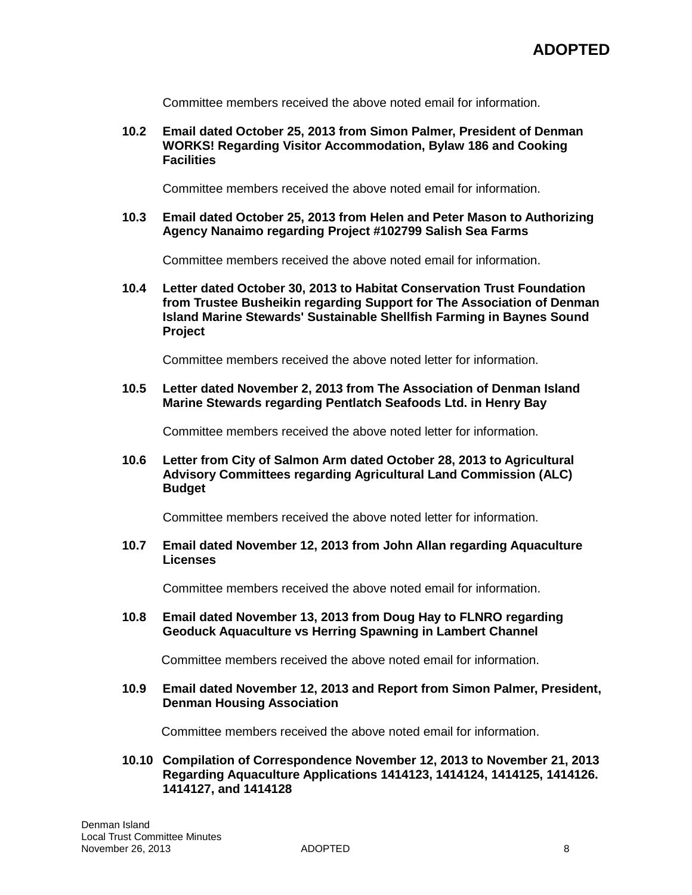Committee members received the above noted email for information.

**10.2 Email dated October 25, 2013 from Simon Palmer, President of Denman WORKS! Regarding Visitor Accommodation, Bylaw 186 and Cooking Facilities**

Committee members received the above noted email for information.

**10.3 Email dated October 25, 2013 from Helen and Peter Mason to Authorizing Agency Nanaimo regarding Project #102799 Salish Sea Farms**

Committee members received the above noted email for information.

**10.4 Letter dated October 30, 2013 to Habitat Conservation Trust Foundation from Trustee Busheikin regarding Support for The Association of Denman Island Marine Stewards' Sustainable Shellfish Farming in Baynes Sound Project**

Committee members received the above noted letter for information.

**10.5 Letter dated November 2, 2013 from The Association of Denman Island Marine Stewards regarding Pentlatch Seafoods Ltd. in Henry Bay**

Committee members received the above noted letter for information.

**10.6 Letter from City of Salmon Arm dated October 28, 2013 to Agricultural Advisory Committees regarding Agricultural Land Commission (ALC) Budget**

Committee members received the above noted letter for information.

**10.7 Email dated November 12, 2013 from John Allan regarding Aquaculture Licenses**

Committee members received the above noted email for information.

**10.8 Email dated November 13, 2013 from Doug Hay to FLNRO regarding Geoduck Aquaculture vs Herring Spawning in Lambert Channel**

Committee members received the above noted email for information.

**10.9 Email dated November 12, 2013 and Report from Simon Palmer, President, Denman Housing Association**

Committee members received the above noted email for information.

**10.10 Compilation of Correspondence November 12, 2013 to November 21, 2013 Regarding Aquaculture Applications 1414123, 1414124, 1414125, 1414126. 1414127, and 1414128**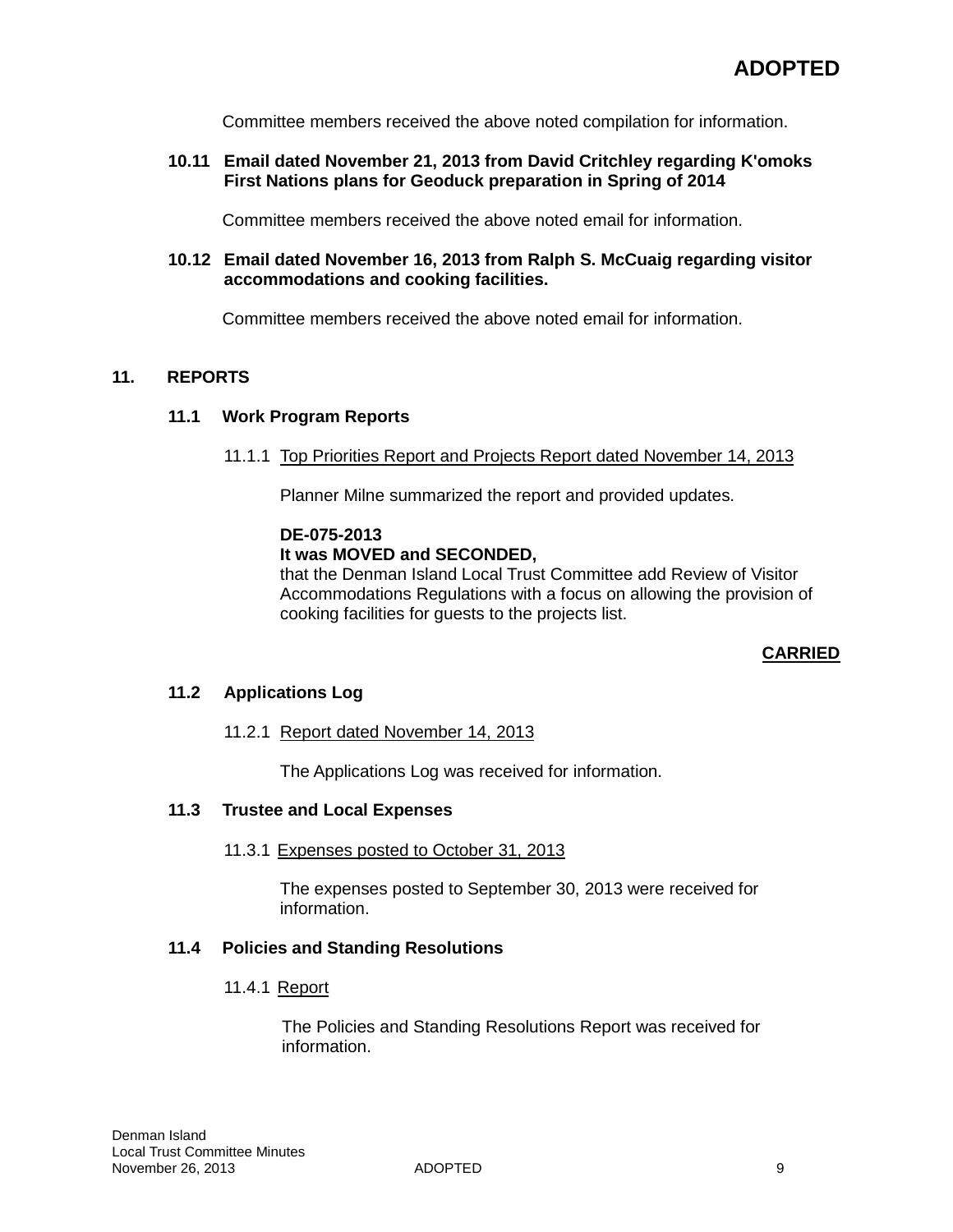**ADOPTED**

Committee members received the above noted compilation for information.

**10.11 Email dated November 21, 2013 from David Critchley regarding K'omoks First Nations plans for Geoduck preparation in Spring of 2014**

Committee members received the above noted email for information.

**10.12 Email dated November 16, 2013 from Ralph S. McCuaig regarding visitor accommodations and cooking facilities.**

Committee members received the above noted email for information.

## 11. REPORTS

### 11.1 Work Program Reports

11.1.1 Top Priorities Report and Projects Report dated November 14, 2013

Planner Milne summarized the report and provided updates.

**DE-075-2013**
**It was MOVED and SECONDED,**
that the Denman Island Local Trust Committee add Review of Visitor Accommodations Regulations with a focus on allowing the provision of cooking facilities for guests to the projects list.

**CARRIED**

### 11.2 Applications Log

11.2.1 Report dated November 14, 2013

The Applications Log was received for information.

### 11.3 Trustee and Local Expenses

11.3.1 Expenses posted to October 31, 2013

The expenses posted to September 30, 2013 were received for information.

### 11.4 Policies and Standing Resolutions

11.4.1 Report

The Policies and Standing Resolutions Report was received for information.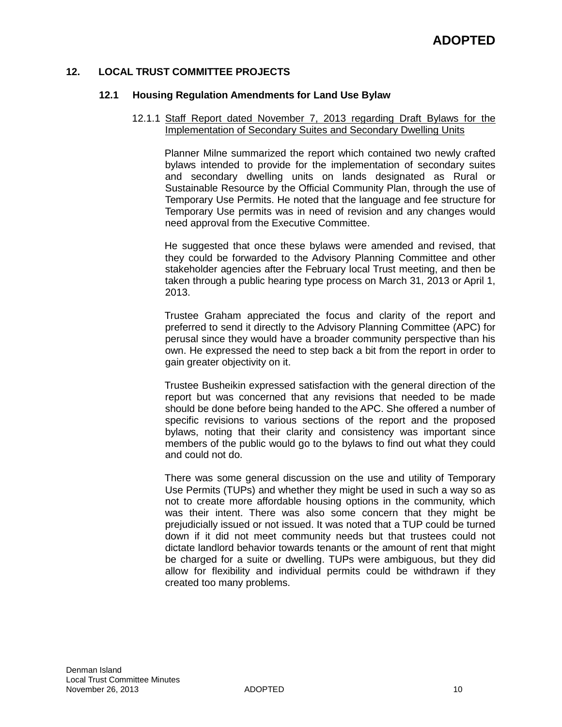## 12. LOCAL TRUST COMMITTEE PROJECTS

### 12.1 Housing Regulation Amendments for Land Use Bylaw

12.1.1 Staff Report dated November 7, 2013 regarding Draft Bylaws for the Implementation of Secondary Suites and Secondary Dwelling Units

Planner Milne summarized the report which contained two newly crafted bylaws intended to provide for the implementation of secondary suites and secondary dwelling units on lands designated as Rural or Sustainable Resource by the Official Community Plan, through the use of Temporary Use Permits. He noted that the language and fee structure for Temporary Use permits was in need of revision and any changes would need approval from the Executive Committee.

He suggested that once these bylaws were amended and revised, that they could be forwarded to the Advisory Planning Committee and other stakeholder agencies after the February local Trust meeting, and then be taken through a public hearing type process on March 31, 2013 or April 1, 2013.

Trustee Graham appreciated the focus and clarity of the report and preferred to send it directly to the Advisory Planning Committee (APC) for perusal since they would have a broader community perspective than his own. He expressed the need to step back a bit from the report in order to gain greater objectivity on it.

Trustee Busheikin expressed satisfaction with the general direction of the report but was concerned that any revisions that needed to be made should be done before being handed to the APC. She offered a number of specific revisions to various sections of the report and the proposed bylaws, noting that their clarity and consistency was important since members of the public would go to the bylaws to find out what they could and could not do.

There was some general discussion on the use and utility of Temporary Use Permits (TUPs) and whether they might be used in such a way so as not to create more affordable housing options in the community, which was their intent. There was also some concern that they might be prejudicially issued or not issued. It was noted that a TUP could be turned down if it did not meet community needs but that trustees could not dictate landlord behavior towards tenants or the amount of rent that might be charged for a suite or dwelling. TUPs were ambiguous, but they did allow for flexibility and individual permits could be withdrawn if they created too many problems.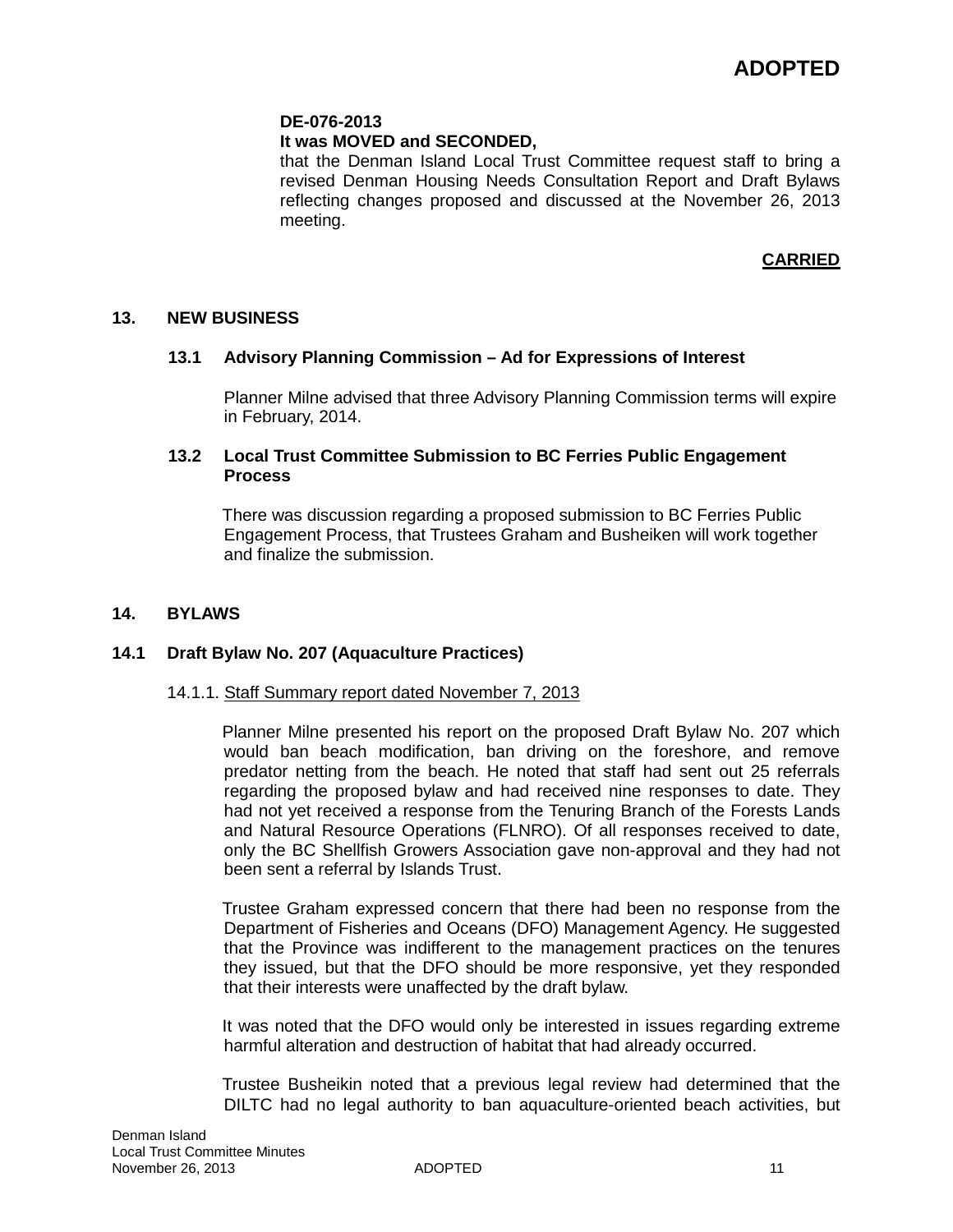**ADOPTED**

**DE-076-2013**
**It was MOVED and SECONDED,**
that the Denman Island Local Trust Committee request staff to bring a revised Denman Housing Needs Consultation Report and Draft Bylaws reflecting changes proposed and discussed at the November 26, 2013 meeting.

**CARRIED**

## 13. NEW BUSINESS

### 13.1 Advisory Planning Commission – Ad for Expressions of Interest

Planner Milne advised that three Advisory Planning Commission terms will expire in February, 2014.

### 13.2 Local Trust Committee Submission to BC Ferries Public Engagement Process

There was discussion regarding a proposed submission to BC Ferries Public Engagement Process, that Trustees Graham and Busheiken will work together and finalize the submission.

## 14. BYLAWS

### 14.1 Draft Bylaw No. 207 (Aquaculture Practices)

14.1.1. Staff Summary report dated November 7, 2013

Planner Milne presented his report on the proposed Draft Bylaw No. 207 which would ban beach modification, ban driving on the foreshore, and remove predator netting from the beach. He noted that staff had sent out 25 referrals regarding the proposed bylaw and had received nine responses to date. They had not yet received a response from the Tenuring Branch of the Forests Lands and Natural Resource Operations (FLNRO). Of all responses received to date, only the BC Shellfish Growers Association gave non-approval and they had not been sent a referral by Islands Trust.

Trustee Graham expressed concern that there had been no response from the Department of Fisheries and Oceans (DFO) Management Agency. He suggested that the Province was indifferent to the management practices on the tenures they issued, but that the DFO should be more responsive, yet they responded that their interests were unaffected by the draft bylaw.

It was noted that the DFO would only be interested in issues regarding extreme harmful alteration and destruction of habitat that had already occurred.

Trustee Busheikin noted that a previous legal review had determined that the DILTC had no legal authority to ban aquaculture-oriented beach activities, but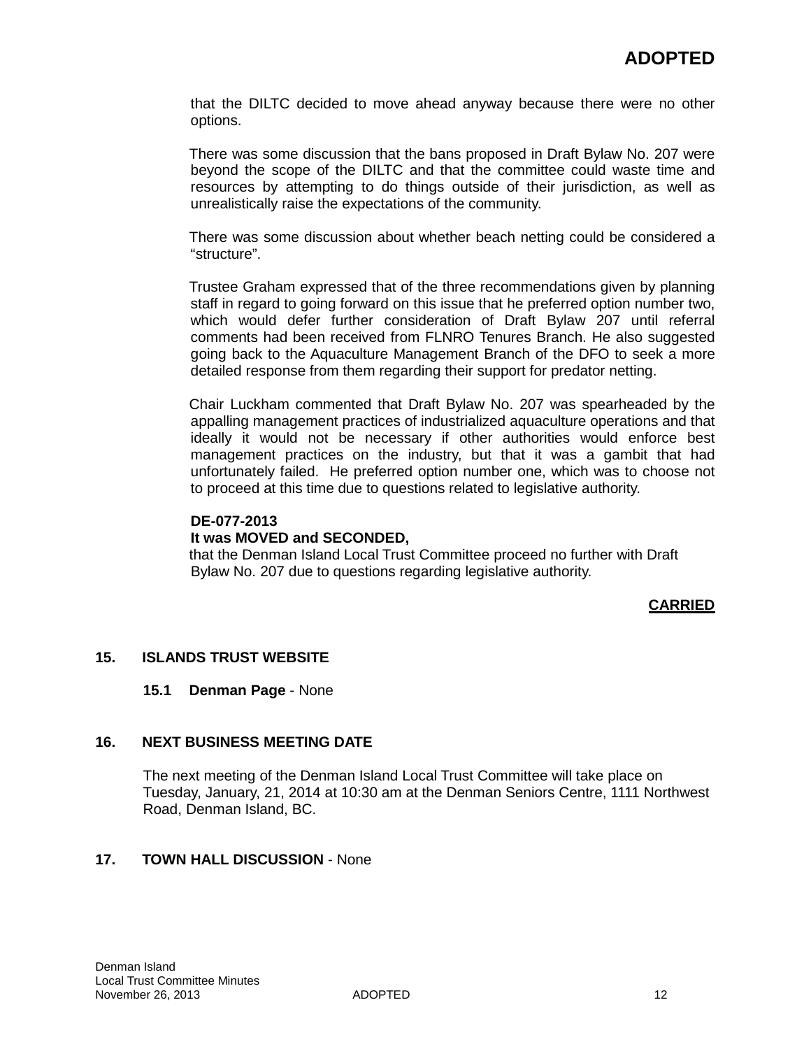**ADOPTED**

that the DILTC decided to move ahead anyway because there were no other options.

There was some discussion that the bans proposed in Draft Bylaw No. 207 were beyond the scope of the DILTC and that the committee could waste time and resources by attempting to do things outside of their jurisdiction, as well as unrealistically raise the expectations of the community.

There was some discussion about whether beach netting could be considered a "structure".

Trustee Graham expressed that of the three recommendations given by planning staff in regard to going forward on this issue that he preferred option number two, which would defer further consideration of Draft Bylaw 207 until referral comments had been received from FLNRO Tenures Branch. He also suggested going back to the Aquaculture Management Branch of the DFO to seek a more detailed response from them regarding their support for predator netting.

Chair Luckham commented that Draft Bylaw No. 207 was spearheaded by the appalling management practices of industrialized aquaculture operations and that ideally it would not be necessary if other authorities would enforce best management practices on the industry, but that it was a gambit that had unfortunately failed. He preferred option number one, which was to choose not to proceed at this time due to questions related to legislative authority.

**DE-077-2013**
**It was MOVED and SECONDED,**
that the Denman Island Local Trust Committee proceed no further with Draft Bylaw No. 207 due to questions regarding legislative authority.

**CARRIED**

## 15. ISLANDS TRUST WEBSITE

**15.1 Denman Page** - None

## 16. NEXT BUSINESS MEETING DATE

The next meeting of the Denman Island Local Trust Committee will take place on Tuesday, January, 21, 2014 at 10:30 am at the Denman Seniors Centre, 1111 Northwest Road, Denman Island, BC.

## 17. TOWN HALL DISCUSSION - None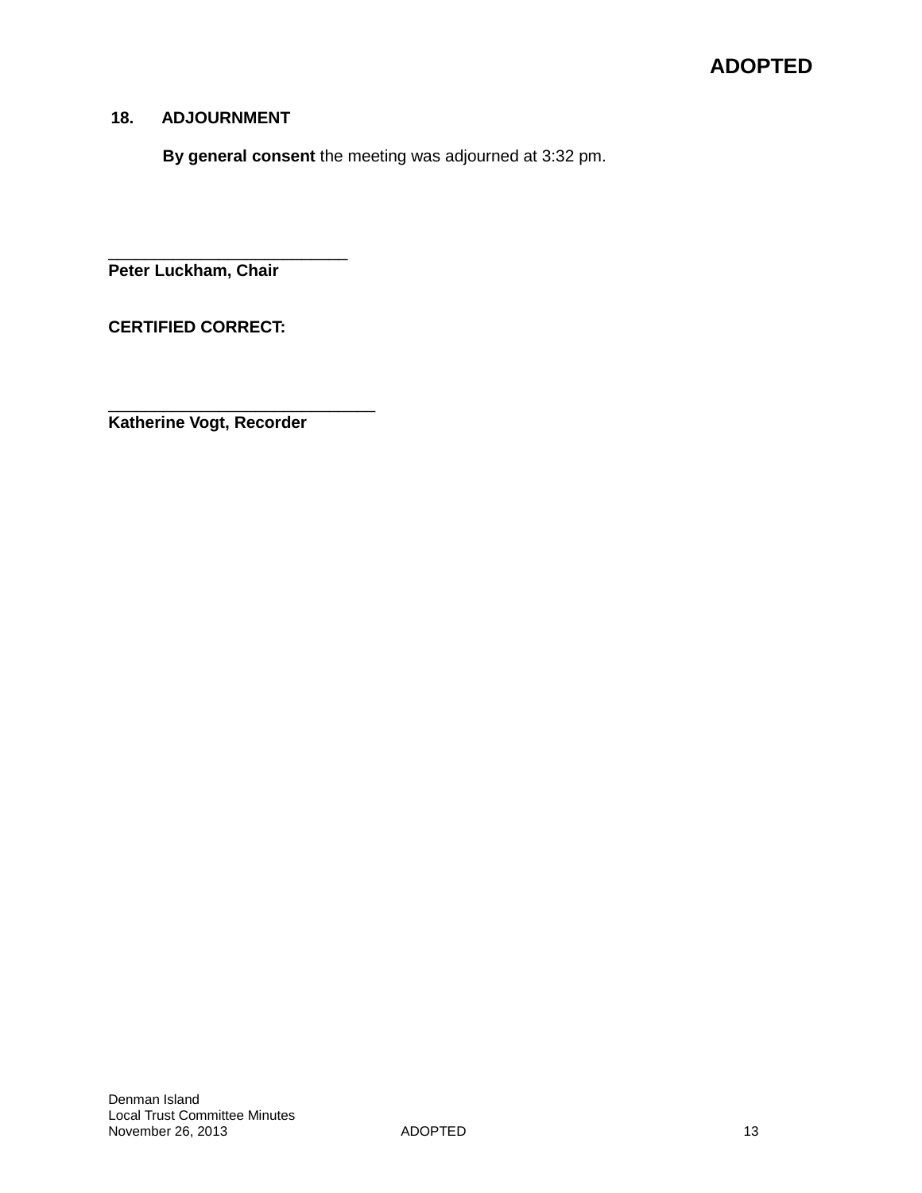**ADOPTED**

## 18. ADJOURNMENT

**By general consent** the meeting was adjourned at 3:32 pm.

___________________________
**Peter Luckham, Chair**

**CERTIFIED CORRECT:**

______________________________
**Katherine Vogt, Recorder**